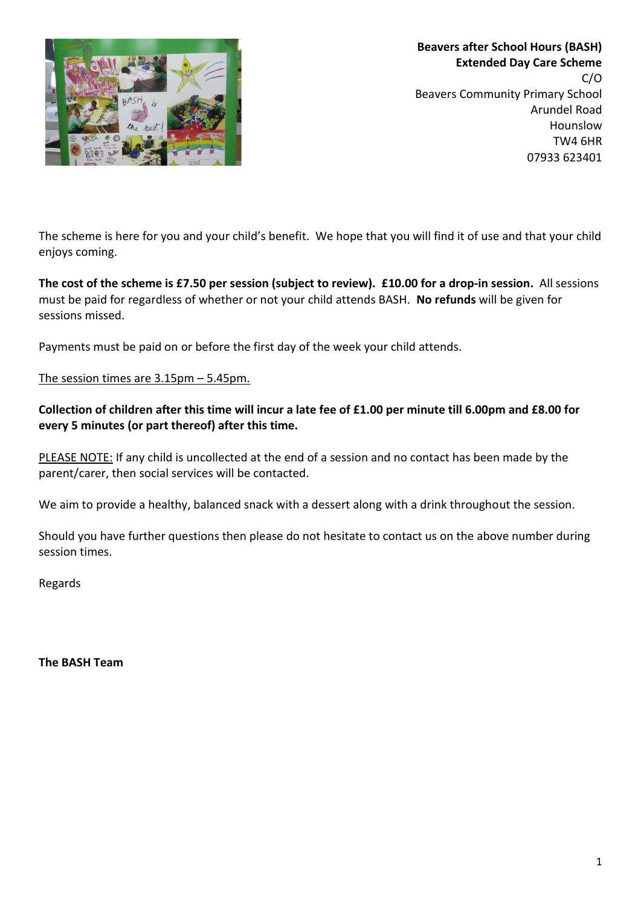**Beavers after School Hours (BASH)**
**Extended Day Care Scheme**
C/O
Beavers Community Primary School
Arundel Road
Hounslow
TW4 6HR
07933 623401

The scheme is here for you and your child's benefit. We hope that you will find it of use and that your child enjoys coming.

**The cost of the scheme is £7.50 per session (subject to review). £10.00 for a drop-in session.** All sessions must be paid for regardless of whether or not your child attends BASH. **No refunds** will be given for sessions missed.

Payments must be paid on or before the first day of the week your child attends.

<u>The session times are 3.15pm – 5.45pm.</u>

**Collection of children after this time will incur a late fee of £1.00 per minute till 6.00pm and £8.00 for every 5 minutes (or part thereof) after this time.**

<u>PLEASE NOTE:</u> If any child is uncollected at the end of a session and no contact has been made by the parent/carer, then social services will be contacted.

We aim to provide a healthy, balanced snack with a dessert along with a drink throughout the session.

Should you have further questions then please do not hesitate to contact us on the above number during session times.

Regards

**The BASH Team**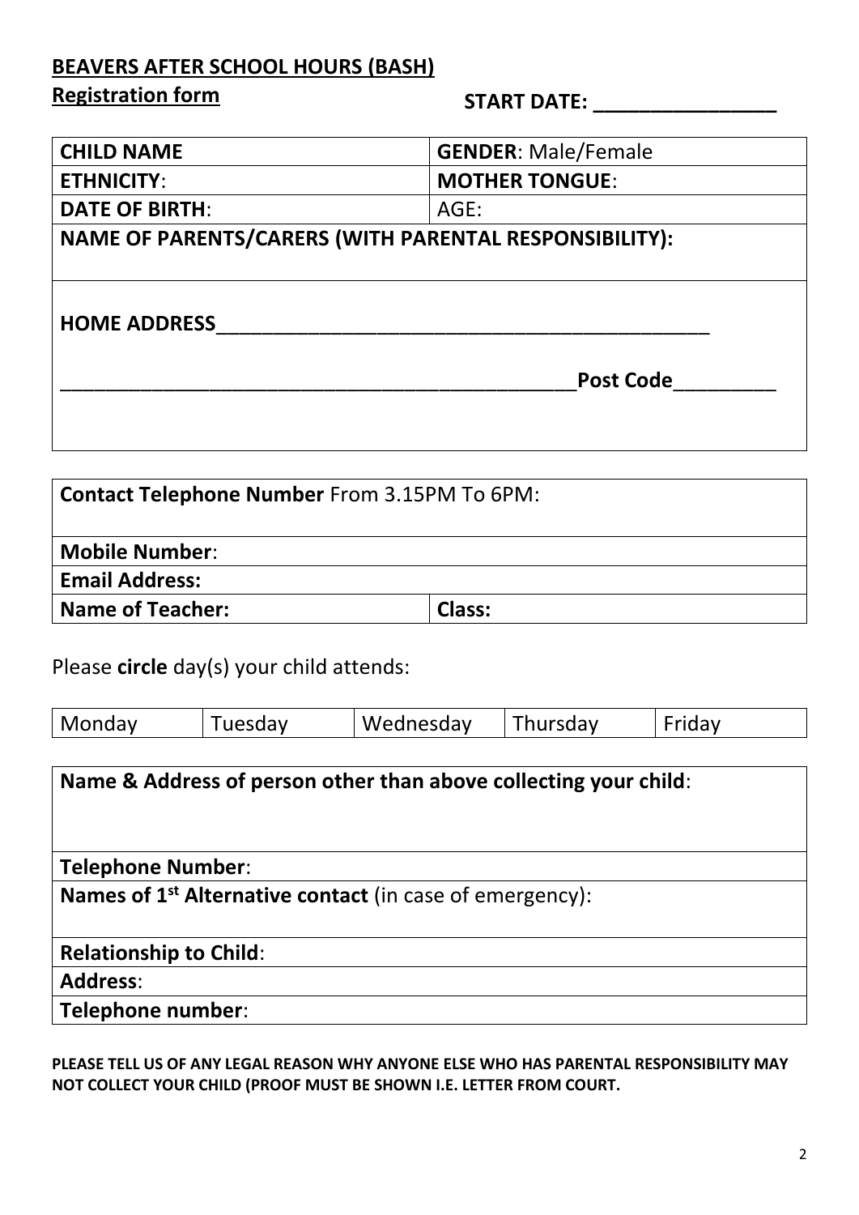## BEAVERS AFTER SCHOOL HOURS (BASH)

**Registration form** **START DATE: ________________**

| **CHILD NAME** | **GENDER**: Male/Female |
|---|---|
| **ETHNICITY**: | **MOTHER TONGUE**: |
| **DATE OF BIRTH**: | AGE: |
| **NAME OF PARENTS/CARERS (WITH PARENTAL RESPONSIBILITY):** | |
| **HOME ADDRESS**_____________________________________________ | |
| _______________________________________________**Post Code**_________ | |

| **Contact Telephone Number** From 3.15PM To 6PM: | |
|---|---|
| **Mobile Number**: | |
| **Email Address:** | |
| **Name of Teacher:** | **Class:** |

Please **circle** day(s) your child attends:

| Monday | Tuesday | Wednesday | Thursday | Friday |
|---|---|---|---|---|

| **Name & Address of person other than above collecting your child**: |
|---|
| **Telephone Number**: |
| **Names of 1st Alternative contact** (in case of emergency): |
| **Relationship to Child**: |
| **Address**: |
| **Telephone number**: |

**PLEASE TELL US OF ANY LEGAL REASON WHY ANYONE ELSE WHO HAS PARENTAL RESPONSIBILITY MAY NOT COLLECT YOUR CHILD (PROOF MUST BE SHOWN I.E. LETTER FROM COURT.**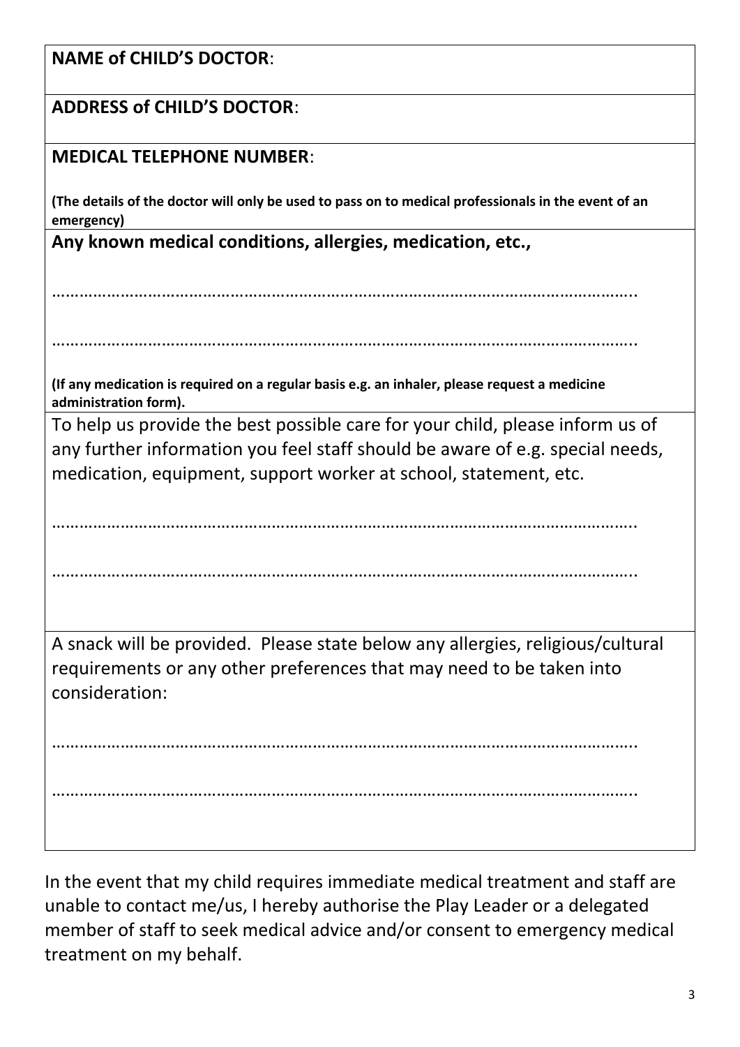**NAME of CHILD'S DOCTOR**:

**ADDRESS of CHILD'S DOCTOR**:

**MEDICAL TELEPHONE NUMBER**:

**(The details of the doctor will only be used to pass on to medical professionals in the event of an emergency)**

**Any known medical conditions, allergies, medication, etc.,**

…………………………………………………………………………………………………………..

…………………………………………………………………………………………………………..

**(If any medication is required on a regular basis e.g. an inhaler, please request a medicine administration form).**

To help us provide the best possible care for your child, please inform us of any further information you feel staff should be aware of e.g. special needs, medication, equipment, support worker at school, statement, etc.

…………………………………………………………………………………………………………..

…………………………………………………………………………………………………………..

A snack will be provided. Please state below any allergies, religious/cultural requirements or any other preferences that may need to be taken into consideration:

…………………………………………………………………………………………………………..

…………………………………………………………………………………………………………..

In the event that my child requires immediate medical treatment and staff are unable to contact me/us, I hereby authorise the Play Leader or a delegated member of staff to seek medical advice and/or consent to emergency medical treatment on my behalf.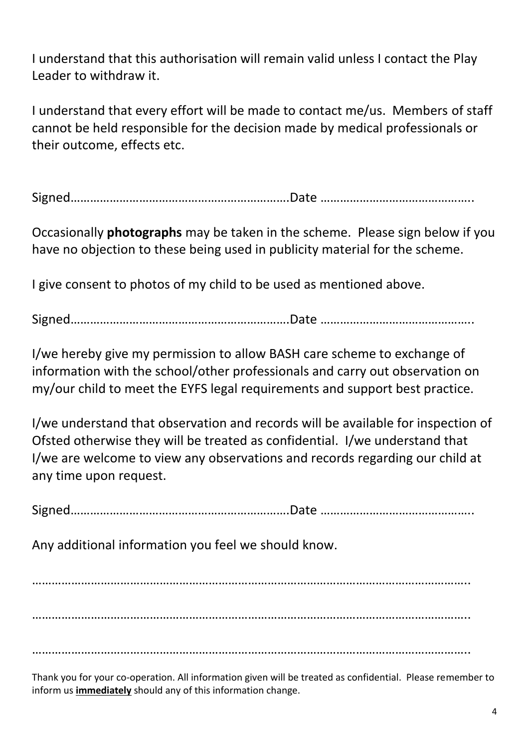I understand that this authorisation will remain valid unless I contact the Play Leader to withdraw it.

I understand that every effort will be made to contact me/us. Members of staff cannot be held responsible for the decision made by medical professionals or their outcome, effects etc.

Signed…………………………………………………………Date ………………………………………..

Occasionally **photographs** may be taken in the scheme. Please sign below if you have no objection to these being used in publicity material for the scheme.

I give consent to photos of my child to be used as mentioned above.

Signed…………………………………………………………Date ………………………………………..

I/we hereby give my permission to allow BASH care scheme to exchange of information with the school/other professionals and carry out observation on my/our child to meet the EYFS legal requirements and support best practice.

I/we understand that observation and records will be available for inspection of Ofsted otherwise they will be treated as confidential. I/we understand that I/we are welcome to view any observations and records regarding our child at any time upon request.

Signed…………………………………………………………Date ………………………………………..

Any additional information you feel we should know.

……………………………………………………………………………………………………………………..

……………………………………………………………………………………………………………………..

……………………………………………………………………………………………………………………..

Thank you for your co-operation. All information given will be treated as confidential. Please remember to inform us **<u>immediately</u>** should any of this information change.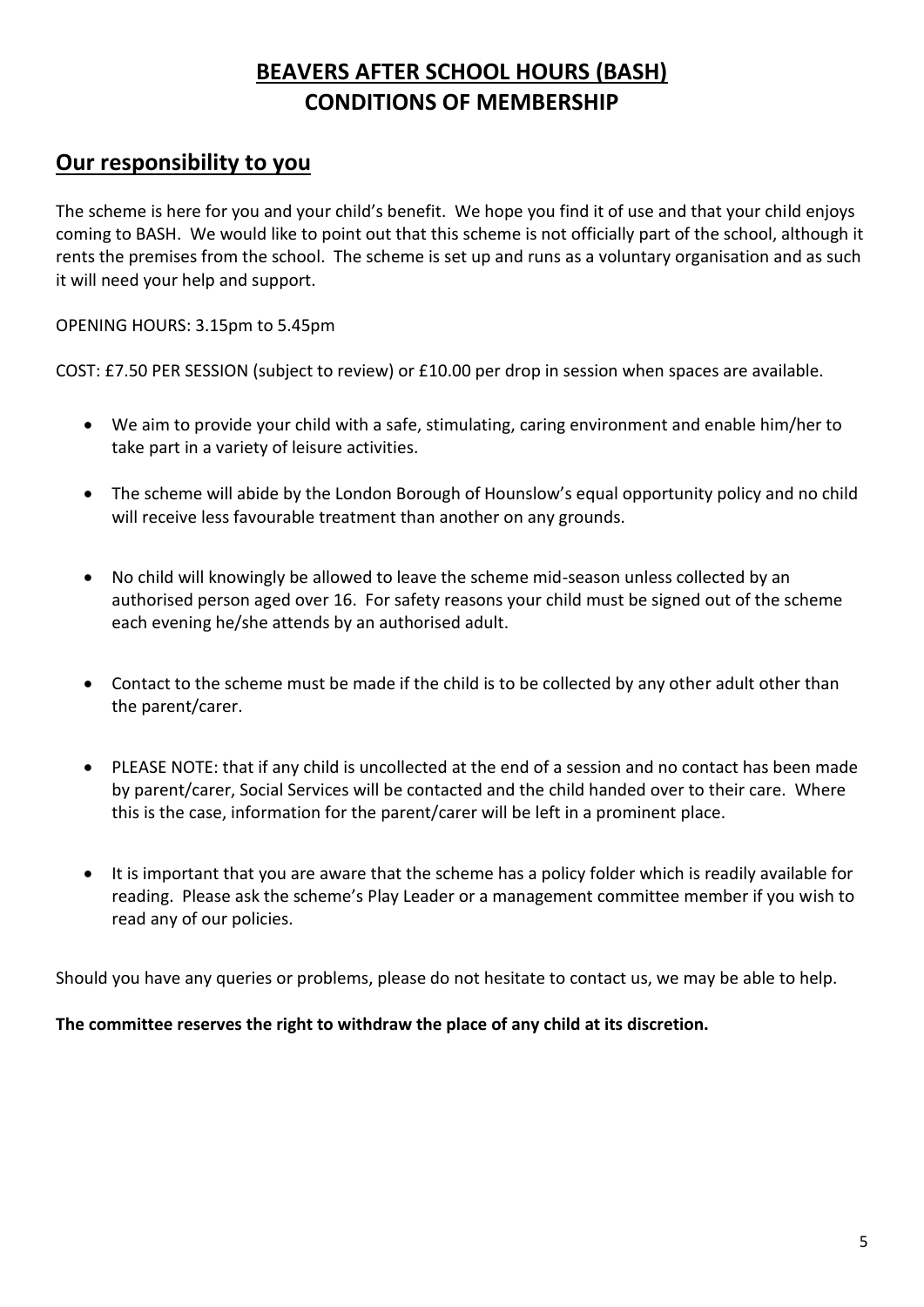# BEAVERS AFTER SCHOOL HOURS (BASH)
# CONDITIONS OF MEMBERSHIP

## Our responsibility to you

The scheme is here for you and your child's benefit. We hope you find it of use and that your child enjoys coming to BASH. We would like to point out that this scheme is not officially part of the school, although it rents the premises from the school. The scheme is set up and runs as a voluntary organisation and as such it will need your help and support.

OPENING HOURS: 3.15pm to 5.45pm

COST: £7.50 PER SESSION (subject to review) or £10.00 per drop in session when spaces are available.

- We aim to provide your child with a safe, stimulating, caring environment and enable him/her to take part in a variety of leisure activities.
- The scheme will abide by the London Borough of Hounslow's equal opportunity policy and no child will receive less favourable treatment than another on any grounds.
- No child will knowingly be allowed to leave the scheme mid-season unless collected by an authorised person aged over 16. For safety reasons your child must be signed out of the scheme each evening he/she attends by an authorised adult.
- Contact to the scheme must be made if the child is to be collected by any other adult other than the parent/carer.
- PLEASE NOTE: that if any child is uncollected at the end of a session and no contact has been made by parent/carer, Social Services will be contacted and the child handed over to their care. Where this is the case, information for the parent/carer will be left in a prominent place.
- It is important that you are aware that the scheme has a policy folder which is readily available for reading. Please ask the scheme's Play Leader or a management committee member if you wish to read any of our policies.

Should you have any queries or problems, please do not hesitate to contact us, we may be able to help.

**The committee reserves the right to withdraw the place of any child at its discretion.**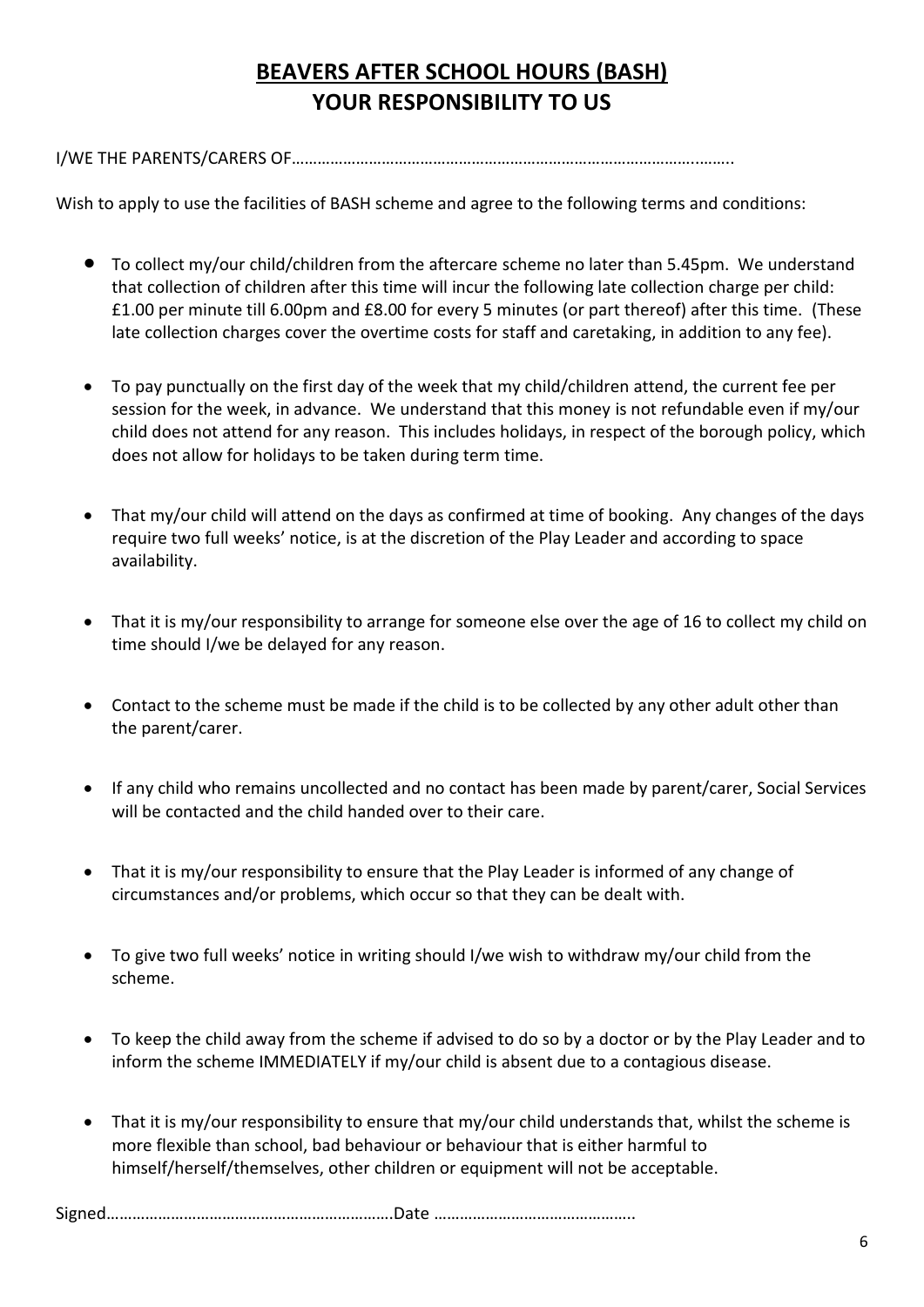# BEAVERS AFTER SCHOOL HOURS (BASH)
# YOUR RESPONSIBILITY TO US

I/WE THE PARENTS/CARERS OF………………………………………………………………………………………..

Wish to apply to use the facilities of BASH scheme and agree to the following terms and conditions:

- To collect my/our child/children from the aftercare scheme no later than 5.45pm. We understand that collection of children after this time will incur the following late collection charge per child: £1.00 per minute till 6.00pm and £8.00 for every 5 minutes (or part thereof) after this time. (These late collection charges cover the overtime costs for staff and caretaking, in addition to any fee).

- To pay punctually on the first day of the week that my child/children attend, the current fee per session for the week, in advance. We understand that this money is not refundable even if my/our child does not attend for any reason. This includes holidays, in respect of the borough policy, which does not allow for holidays to be taken during term time.

- That my/our child will attend on the days as confirmed at time of booking. Any changes of the days require two full weeks' notice, is at the discretion of the Play Leader and according to space availability.

- That it is my/our responsibility to arrange for someone else over the age of 16 to collect my child on time should I/we be delayed for any reason.

- Contact to the scheme must be made if the child is to be collected by any other adult other than the parent/carer.

- If any child who remains uncollected and no contact has been made by parent/carer, Social Services will be contacted and the child handed over to their care.

- That it is my/our responsibility to ensure that the Play Leader is informed of any change of circumstances and/or problems, which occur so that they can be dealt with.

- To give two full weeks' notice in writing should I/we wish to withdraw my/our child from the scheme.

- To keep the child away from the scheme if advised to do so by a doctor or by the Play Leader and to inform the scheme IMMEDIATELY if my/our child is absent due to a contagious disease.

- That it is my/our responsibility to ensure that my/our child understands that, whilst the scheme is more flexible than school, bad behaviour or behaviour that is either harmful to himself/herself/themselves, other children or equipment will not be acceptable.

Signed………………………………………………………….Date ………………………………………..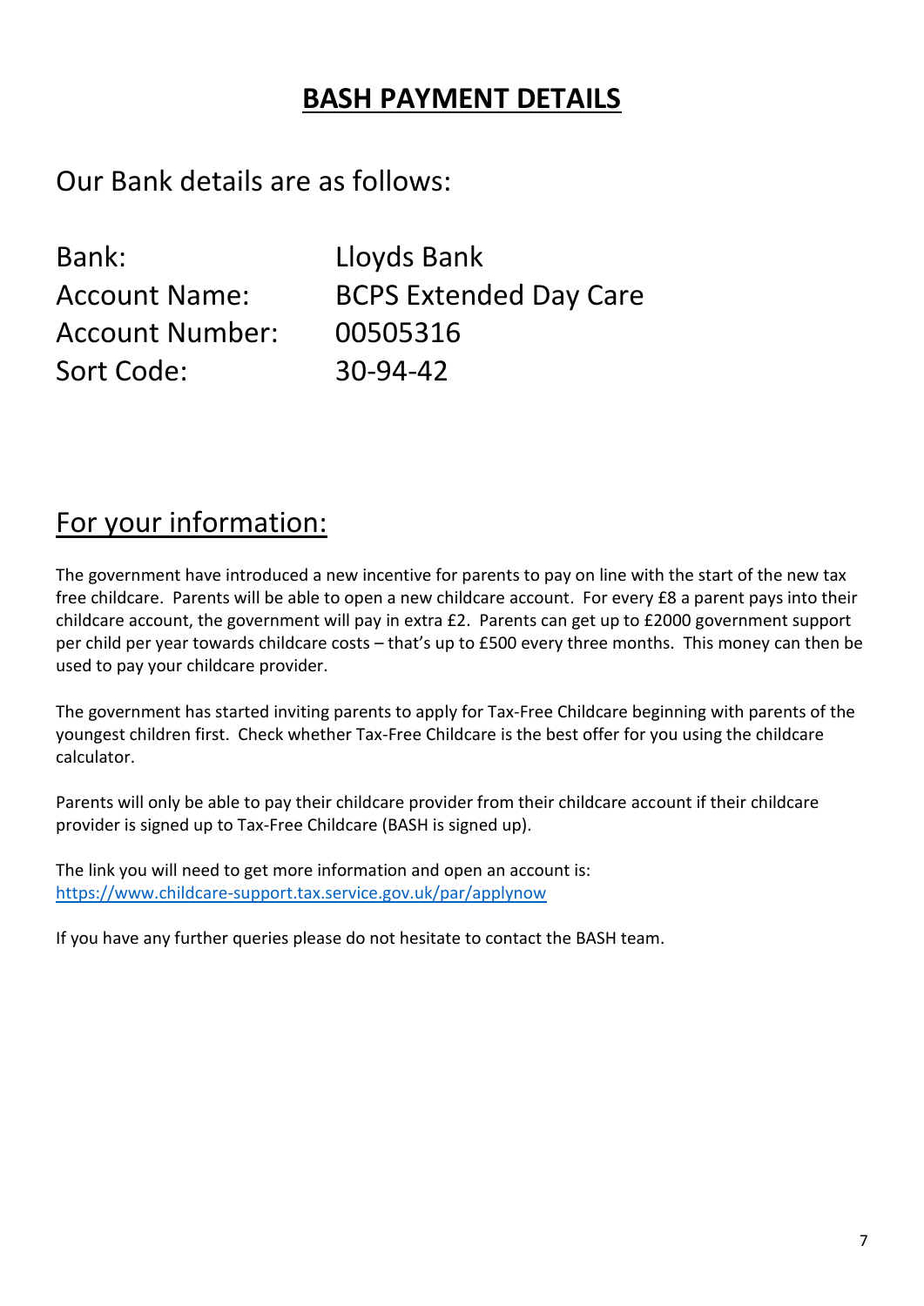# BASH PAYMENT DETAILS

Our Bank details are as follows:

| | |
|---|---|
| Bank: | Lloyds Bank |
| Account Name: | BCPS Extended Day Care |
| Account Number: | 00505316 |
| Sort Code: | 30-94-42 |

## For your information:

The government have introduced a new incentive for parents to pay on line with the start of the new tax free childcare. Parents will be able to open a new childcare account. For every £8 a parent pays into their childcare account, the government will pay in extra £2. Parents can get up to £2000 government support per child per year towards childcare costs – that's up to £500 every three months. This money can then be used to pay your childcare provider.

The government has started inviting parents to apply for Tax-Free Childcare beginning with parents of the youngest children first. Check whether Tax-Free Childcare is the best offer for you using the childcare calculator.

Parents will only be able to pay their childcare provider from their childcare account if their childcare provider is signed up to Tax-Free Childcare (BASH is signed up).

The link you will need to get more information and open an account is:
https://www.childcare-support.tax.service.gov.uk/par/applynow

If you have any further queries please do not hesitate to contact the BASH team.